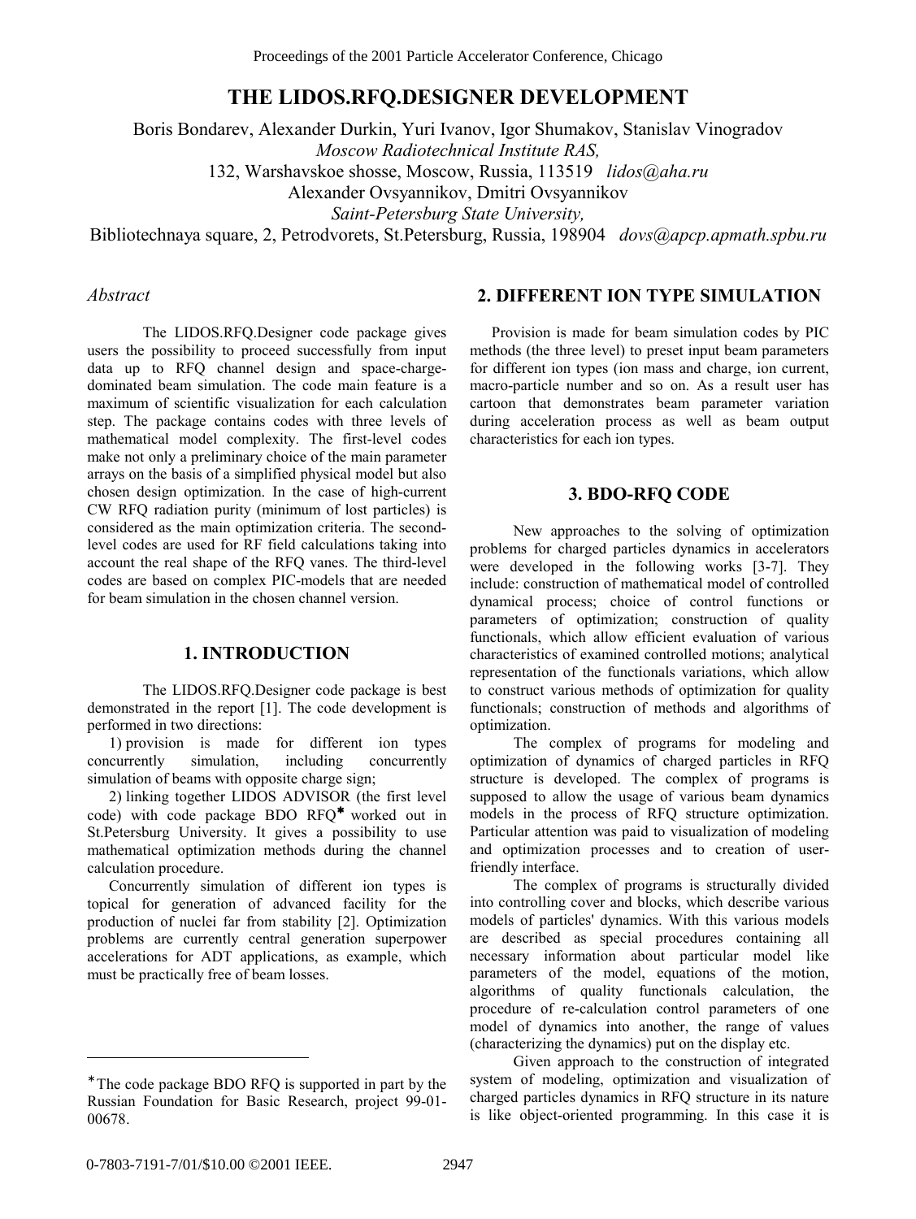# THE LIDOS.RFQ.DESIGNER DEVELOPMENT

Boris Bondarev, Alexander Durkin, Yuri Ivanov, Igor Shumakov, Stanislav Vinogradov
*Moscow Radiotechnical Institute RAS,*
132, Warshavskoe shosse, Moscow, Russia, 113519 *lidos@aha.ru*
Alexander Ovsyannikov, Dmitri Ovsyannikov
*Saint-Petersburg State University,*
Bibliotechnaya square, 2, Petrodvorets, St.Petersburg, Russia, 198904 *dovs@apcp.apmath.spbu.ru*

## *Abstract*

The LIDOS.RFQ.Designer code package gives users the possibility to proceed successfully from input data up to RFQ channel design and space-charge-dominated beam simulation. The code main feature is a maximum of scientific visualization for each calculation step. The package contains codes with three levels of mathematical model complexity. The first-level codes make not only a preliminary choice of the main parameter arrays on the basis of a simplified physical model but also chosen design optimization. In the case of high-current CW RFQ radiation purity (minimum of lost particles) is considered as the main optimization criteria. The second-level codes are used for RF field calculations taking into account the real shape of the RFQ vanes. The third-level codes are based on complex PIC-models that are needed for beam simulation in the chosen channel version.

## 1. INTRODUCTION

The LIDOS.RFQ.Designer code package is best demonstrated in the report [1]. The code development is performed in two directions:

1) provision is made for different ion types concurrently simulation, including concurrently simulation of beams with opposite charge sign;

2) linking together LIDOS ADVISOR (the first level code) with code package BDO RFQ* worked out in St.Petersburg University. It gives a possibility to use mathematical optimization methods during the channel calculation procedure.

Concurrently simulation of different ion types is topical for generation of advanced facility for the production of nuclei far from stability [2]. Optimization problems are currently central generation superpower accelerations for ADT applications, as example, which must be practically free of beam losses.

## 2. DIFFERENT ION TYPE SIMULATION

Provision is made for beam simulation codes by PIC methods (the three level) to preset input beam parameters for different ion types (ion mass and charge, ion current, macro-particle number and so on. As a result user has cartoon that demonstrates beam parameter variation during acceleration process as well as beam output characteristics for each ion types.

## 3. BDO-RFQ CODE

New approaches to the solving of optimization problems for charged particles dynamics in accelerators were developed in the following works [3-7]. They include: construction of mathematical model of controlled dynamical process; choice of control functions or parameters of optimization; construction of quality functionals, which allow efficient evaluation of various characteristics of examined controlled motions; analytical representation of the functionals variations, which allow to construct various methods of optimization for quality functionals; construction of methods and algorithms of optimization.

The complex of programs for modeling and optimization of dynamics of charged particles in RFQ structure is developed. The complex of programs is supposed to allow the usage of various beam dynamics models in the process of RFQ structure optimization. Particular attention was paid to visualization of modeling and optimization processes and to creation of user-friendly interface.

The complex of programs is structurally divided into controlling cover and blocks, which describe various models of particles' dynamics. With this various models are described as special procedures containing all necessary information about particular model like parameters of the model, equations of the motion, algorithms of quality functionals calculation, the procedure of re-calculation control parameters of one model of dynamics into another, the range of values (characterizing the dynamics) put on the display etc.

Given approach to the construction of integrated system of modeling, optimization and visualization of charged particles dynamics in RFQ structure in its nature is like object-oriented programming. In this case it is

---

*The code package BDO RFQ is supported in part by the Russian Foundation for Basic Research, project 99-01-00678.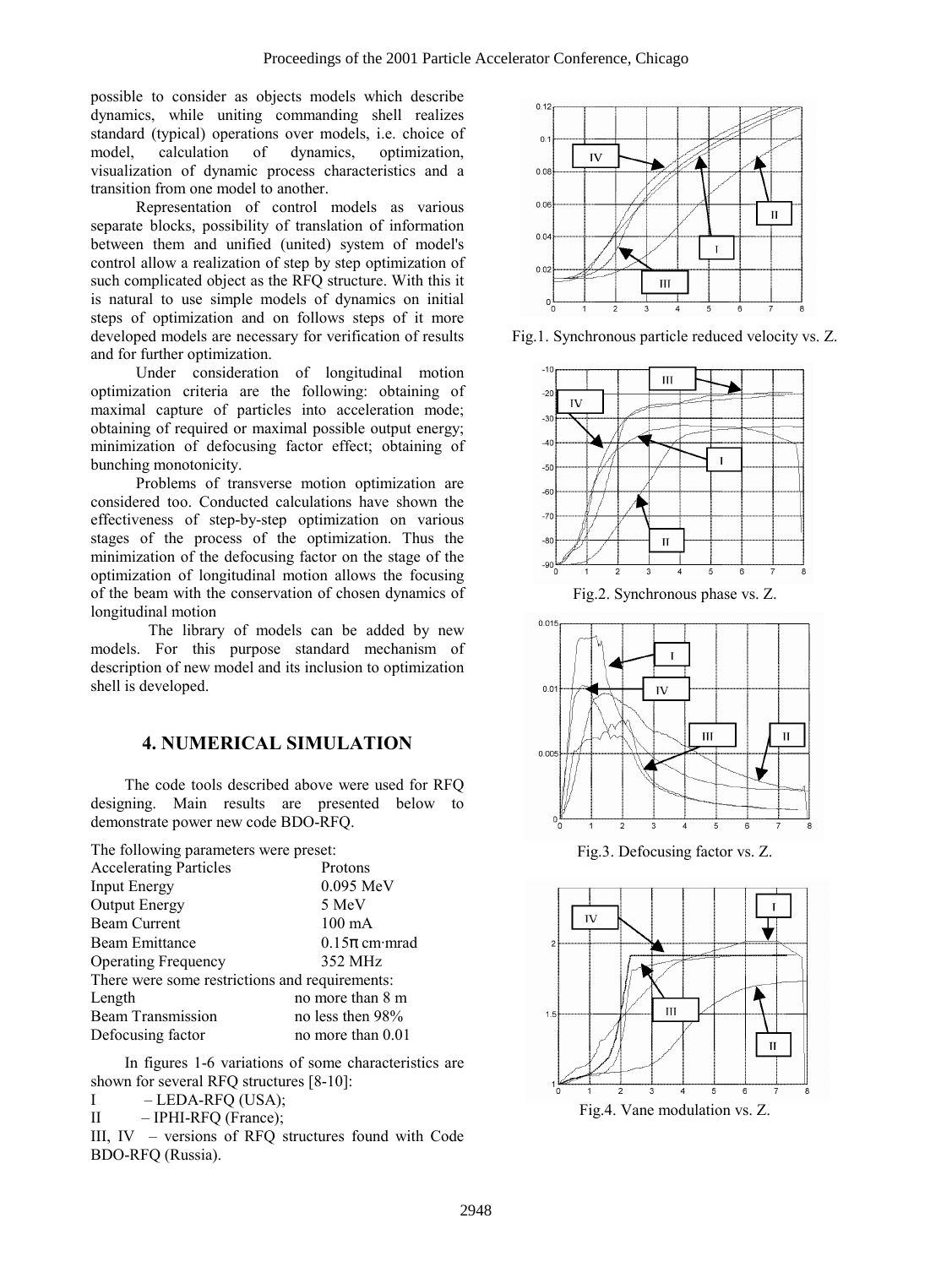possible to consider as objects models which describe dynamics, while uniting commanding shell realizes standard (typical) operations over models, i.e. choice of model, calculation of dynamics, optimization, visualization of dynamic process characteristics and a transition from one model to another.

Representation of control models as various separate blocks, possibility of translation of information between them and unified (united) system of model's control allow a realization of step by step optimization of such complicated object as the RFQ structure. With this it is natural to use simple models of dynamics on initial steps of optimization and on follows steps of it more developed models are necessary for verification of results and for further optimization.

Under consideration of longitudinal motion optimization criteria are the following: obtaining of maximal capture of particles into acceleration mode; obtaining of required or maximal possible output energy; minimization of defocusing factor effect; obtaining of bunching monotonicity.

Problems of transverse motion optimization are considered too. Conducted calculations have shown the effectiveness of step-by-step optimization on various stages of the process of the optimization. Thus the minimization of the defocusing factor on the stage of the optimization of longitudinal motion allows the focusing of the beam with the conservation of chosen dynamics of longitudinal motion

The library of models can be added by new models. For this purpose standard mechanism of description of new model and its inclusion to optimization shell is developed.

## 4. NUMERICAL SIMULATION

The code tools described above were used for RFQ designing. Main results are presented below to demonstrate power new code BDO-RFQ.

The following parameters were preset:

| | |
|---|---|
| Accelerating Particles | Protons |
| Input Energy | 0.095 MeV |
| Output Energy | 5 MeV |
| Beam Current | 100 mA |
| Beam Emittance | $0.15\pi$ cm·mrad |
| Operating Frequency | 352 MHz |

There were some restrictions and requirements:

| | |
|---|---|
| Length | no more than 8 m |
| Beam Transmission | no less then 98% |
| Defocusing factor | no more than 0.01 |

In figures 1-6 variations of some characteristics are shown for several RFQ structures [8-10]:

I – LEDA-RFQ (USA);

II – IPHI-RFQ (France);

III, IV – versions of RFQ structures found with Code BDO-RFQ (Russia).

Fig.1. Synchronous particle reduced velocity vs. Z.

Fig.2. Synchronous phase vs. Z.

Fig.3. Defocusing factor vs. Z.

Fig.4. Vane modulation vs. Z.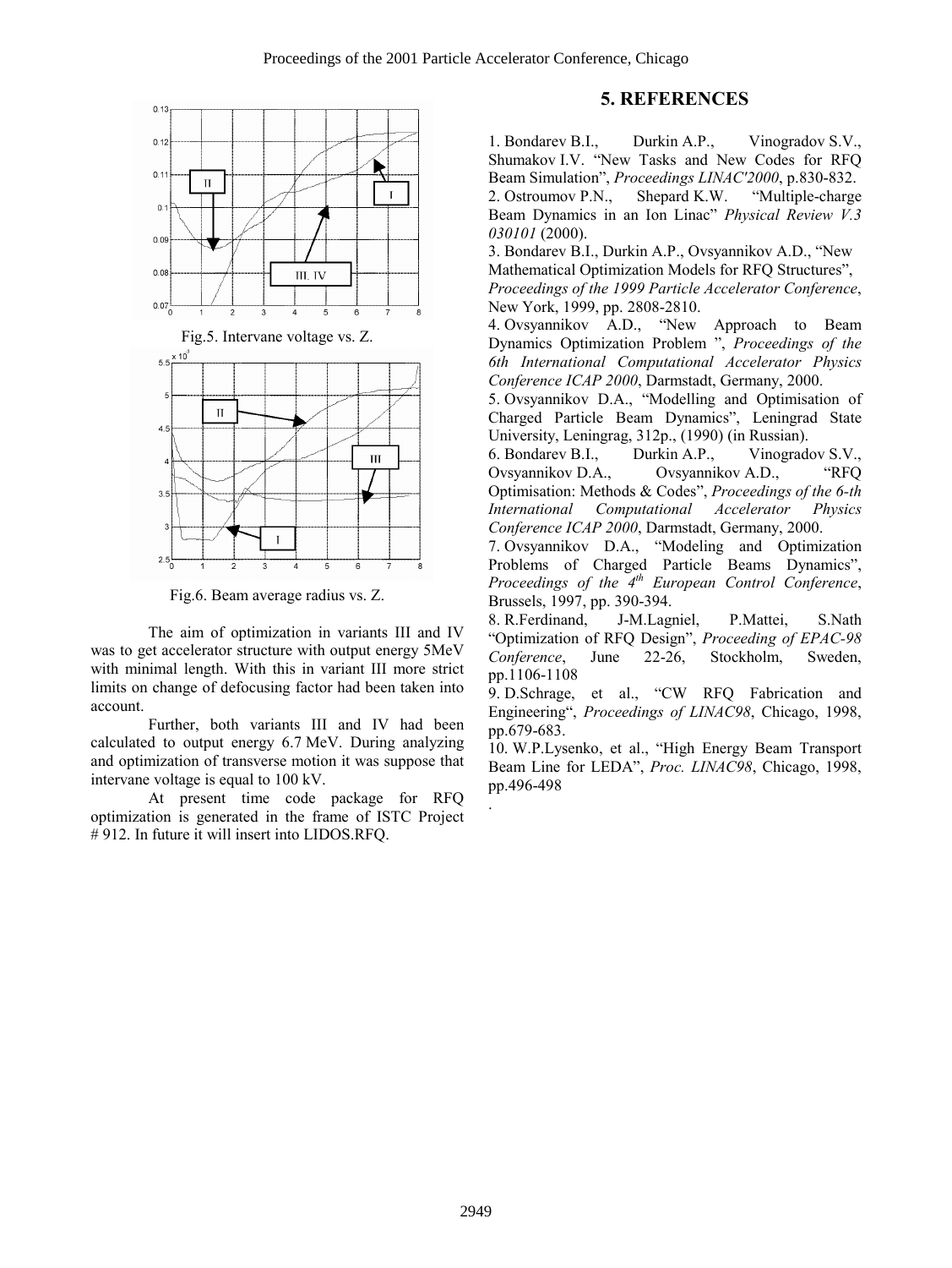0.13
0.12
0.11
0.1
0.09
0.08
0.07
0 1 2 3 4 5 6 7 8
II
I
III, IV

Fig.5. Intervane voltage vs. Z.

x 10^-3
5.5
5
4.5
4
3.5
3
2.5
0 1 2 3 4 5 6 7 8
II
III
I

Fig.6. Beam average radius vs. Z.

The aim of optimization in variants III and IV was to get accelerator structure with output energy 5MeV with minimal length. With this in variant III more strict limits on change of defocusing factor had been taken into account.

Further, both variants III and IV had been calculated to output energy 6.7 MeV. During analyzing and optimization of transverse motion it was suppose that intervane voltage is equal to 100 kV.

At present time code package for RFQ optimization is generated in the frame of ISTC Project # 912. In future it will insert into LIDOS.RFQ.

## 5. REFERENCES

1. Bondarev B.I., Durkin A.P., Vinogradov S.V., Shumakov I.V. "New Tasks and New Codes for RFQ Beam Simulation", *Proceedings LINAC'2000*, p.830-832.
2. Ostroumov P.N., Shepard K.W. "Multiple-charge Beam Dynamics in an Ion Linac" *Physical Review V.3 030101* (2000).
3. Bondarev B.I., Durkin A.P., Ovsyannikov A.D., "New Mathematical Optimization Models for RFQ Structures", *Proceedings of the 1999 Particle Accelerator Conference*, New York, 1999, pp. 2808-2810.
4. Ovsyannikov A.D., "New Approach to Beam Dynamics Optimization Problem ", *Proceedings of the 6th International Computational Accelerator Physics Conference ICAP 2000*, Darmstadt, Germany, 2000.
5. Ovsyannikov D.A., "Modelling and Optimisation of Charged Particle Beam Dynamics", Leningrad State University, Leningrag, 312p., (1990) (in Russian).
6. Bondarev B.I., Durkin A.P., Vinogradov S.V., Ovsyannikov D.A., Ovsyannikov A.D., "RFQ Optimisation: Methods & Codes", *Proceedings of the 6-th International Computational Accelerator Physics Conference ICAP 2000*, Darmstadt, Germany, 2000.
7. Ovsyannikov D.A., "Modeling and Optimization Problems of Charged Particle Beams Dynamics", *Proceedings of the 4th European Control Conference*, Brussels, 1997, pp. 390-394.
8. R.Ferdinand, J-M.Lagniel, P.Mattei, S.Nath "Optimization of RFQ Design", *Proceeding of EPAC-98 Conference*, June 22-26, Stockholm, Sweden, pp.1106-1108
9. D.Schrage, et al., "CW RFQ Fabrication and Engineering", *Proceedings of LINAC98*, Chicago, 1998, pp.679-683.
10. W.P.Lysenko, et al., "High Energy Beam Transport Beam Line for LEDA", *Proc. LINAC98*, Chicago, 1998, pp.496-498